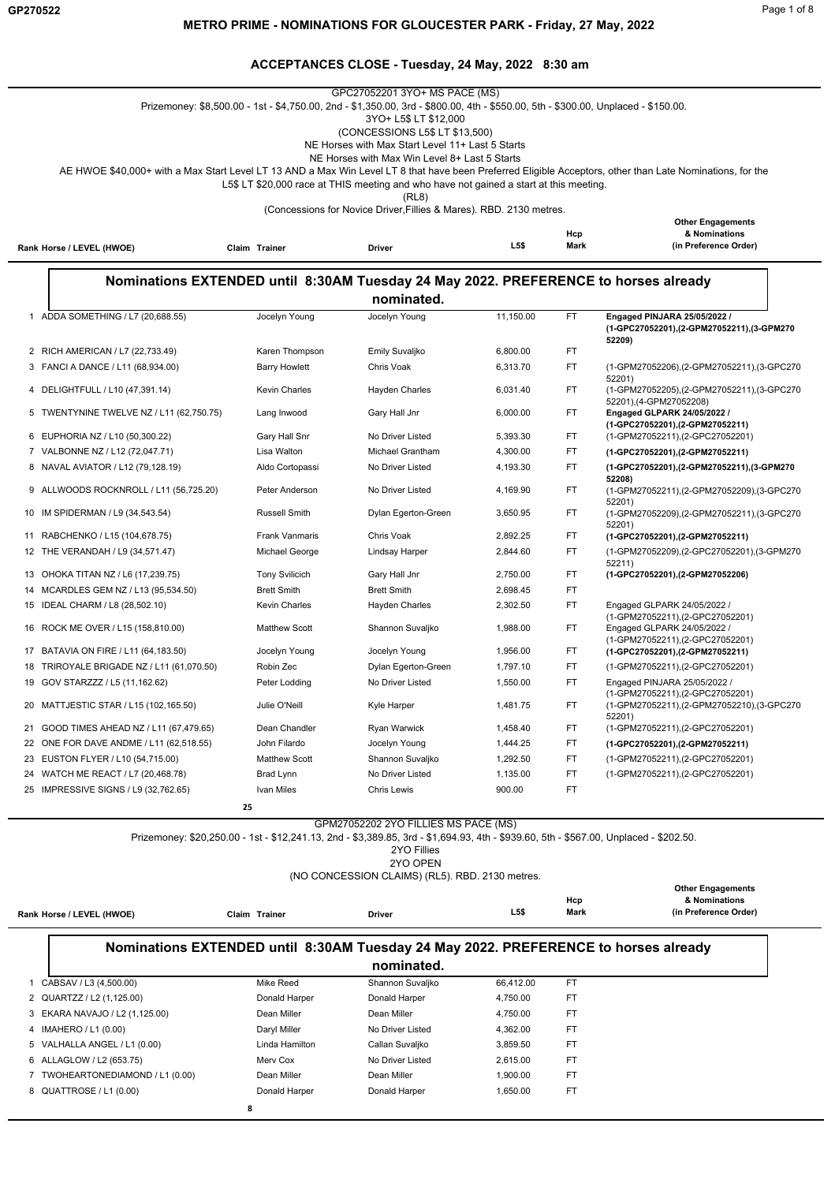# METRO PRIME - NOMINATIONS FOR GLOUCESTER PARK - Friday, 27 May, 2022

## ACCEPTANCES CLOSE - Tuesday, 24 May, 2022 8:30 am

### GPC27052201 3YO+ MS PACE (MS)

Prizemoney: $8,500.00 - 1st - $4,750.00, 2nd - $1,350.00, 3rd - $800.00, 4th - $550.00, 5th - $300.00, Unplaced - $150.00.

3YO+ L5$ LT $12,000

(CONCESSIONS L5$ LT $13,500)

NE Horses with Max Start Level 11+ Last 5 Starts

NE Horses with Max Win Level 8+ Last 5 Starts

AE HWOE $40,000+ with a Max Start Level LT 13 AND a Max Win Level LT 8 that have been Preferred Eligible Acceptors, other than Late Nominations, for the L5$ LT $20,000 race at THIS meeting and who have not gained a start at this meeting.

(RL8)

(Concessions for Novice Driver,Fillies & Mares). RBD. 2130 metres.

**Nominations EXTENDED until 8:30AM Tuesday 24 May 2022. PREFERENCE to horses already nominated.**

| Rank | Horse / LEVEL (HWOE) | Claim | Trainer | Driver | L5$ | Hcp Mark | Other Engagements & Nominations (in Preference Order) |
|---|---|---|---|---|---|---|---|
| 1 | ADDA SOMETHING / L7 (20,688.55) | | Jocelyn Young | Jocelyn Young | 11,150.00 | FT | **Engaged PINJARA 25/05/2022 / (1-GPC27052201),(2-GPM27052211),(3-GPM27052209)** |
| 2 | RICH AMERICAN / L7 (22,733.49) | | Karen Thompson | Emily Suvaljko | 6,800.00 | FT | |
| 3 | FANCI A DANCE / L11 (68,934.00) | | Barry Howlett | Chris Voak | 6,313.70 | FT | (1-GPM27052206),(2-GPM27052211),(3-GPC27052201) |
| 4 | DELIGHTFULL / L10 (47,391.14) | | Kevin Charles | Hayden Charles | 6,031.40 | FT | (1-GPM27052205),(2-GPM27052211),(3-GPC27052201),(4-GPM27052208) |
| 5 | TWENTYNINE TWELVE NZ / L11 (62,750.75) | | Lang Inwood | Gary Hall Jnr | 6,000.00 | FT | **Engaged GLPARK 24/05/2022 / (1-GPC27052201),(2-GPM27052211)** |
| 6 | EUPHORIA NZ / L10 (50,300.22) | | Gary Hall Snr | No Driver Listed | 5,393.30 | FT | (1-GPM27052211),(2-GPC27052201) |
| 7 | VALBONNE NZ / L12 (72,047.71) | | Lisa Walton | Michael Grantham | 4,300.00 | FT | **(1-GPC27052201),(2-GPM27052211)** |
| 8 | NAVAL AVIATOR / L12 (79,128.19) | | Aldo Cortopassi | No Driver Listed | 4,193.30 | FT | **(1-GPC27052201),(2-GPM27052211),(3-GPM27052208)** |
| 9 | ALLWOODS ROCKNROLL / L11 (56,725.20) | | Peter Anderson | No Driver Listed | 4,169.90 | FT | (1-GPM27052211),(2-GPM27052209),(3-GPC27052201) |
| 10 | IM SPIDERMAN / L9 (34,543.54) | | Russell Smith | Dylan Egerton-Green | 3,650.95 | FT | (1-GPM27052209),(2-GPM27052211),(3-GPC27052201) |
| 11 | RABCHENKO / L15 (104,678.75) | | Frank Vanmaris | Chris Voak | 2,892.25 | FT | **(1-GPC27052201),(2-GPM27052211)** |
| 12 | THE VERANDAH / L9 (34,571.47) | | Michael George | Lindsay Harper | 2,844.60 | FT | (1-GPM27052209),(2-GPC27052201),(3-GPM27052211) |
| 13 | OHOKA TITAN NZ / L6 (17,239.75) | | Tony Svilicich | Gary Hall Jnr | 2,750.00 | FT | **(1-GPC27052201),(2-GPM27052206)** |
| 14 | MCARDLES GEM NZ / L13 (95,534.50) | | Brett Smith | Brett Smith | 2,698.45 | FT | |
| 15 | IDEAL CHARM / L8 (28,502.10) | | Kevin Charles | Hayden Charles | 2,302.50 | FT | Engaged GLPARK 24/05/2022 / (1-GPM27052211),(2-GPC27052201) |
| 16 | ROCK ME OVER / L15 (158,810.00) | | Matthew Scott | Shannon Suvaljko | 1,988.00 | FT | Engaged GLPARK 24/05/2022 / (1-GPM27052211),(2-GPC27052201) |
| 17 | BATAVIA ON FIRE / L11 (64,183.50) | | Jocelyn Young | Jocelyn Young | 1,956.00 | FT | **(1-GPC27052201),(2-GPM27052211)** |
| 18 | TRIROYALE BRIGADE NZ / L11 (61,070.50) | | Robin Zec | Dylan Egerton-Green | 1,797.10 | FT | (1-GPM27052211),(2-GPC27052201) |
| 19 | GOV STARZZZ / L5 (11,162.62) | | Peter Lodding | No Driver Listed | 1,550.00 | FT | Engaged PINJARA 25/05/2022 / (1-GPM27052211),(2-GPC27052201) |
| 20 | MATTJESTIC STAR / L15 (102,165.50) | | Julie O'Neill | Kyle Harper | 1,481.75 | FT | (1-GPM27052211),(2-GPM27052210),(3-GPC27052201) |
| 21 | GOOD TIMES AHEAD NZ / L11 (67,479.65) | | Dean Chandler | Ryan Warwick | 1,458.40 | FT | (1-GPM27052211),(2-GPC27052201) |
| 22 | ONE FOR DAVE ANDME / L11 (62,518.55) | | John Filardo | Jocelyn Young | 1,444.25 | FT | **(1-GPC27052201),(2-GPM27052211)** |
| 23 | EUSTON FLYER / L10 (54,715.00) | | Matthew Scott | Shannon Suvaljko | 1,292.50 | FT | (1-GPM27052211),(2-GPC27052201) |
| 24 | WATCH ME REACT / L7 (20,468.78) | | Brad Lynn | No Driver Listed | 1,135.00 | FT | (1-GPM27052211),(2-GPC27052201) |
| 25 | IMPRESSIVE SIGNS / L9 (32,762.65) | | Ivan Miles | Chris Lewis | 900.00 | FT | |

25

### GPM27052202 2YO FILLIES MS PACE (MS)

Prizemoney: $20,250.00 - 1st - $12,241.13, 2nd - $3,389.85, 3rd - $1,694.93, 4th - $939.60, 5th - $567.00, Unplaced - $202.50.

2YO Fillies

2YO OPEN

(NO CONCESSION CLAIMS) (RL5). RBD. 2130 metres.

**Nominations EXTENDED until 8:30AM Tuesday 24 May 2022. PREFERENCE to horses already nominated.**

| Rank | Horse / LEVEL (HWOE) | Claim | Trainer | Driver | L5$ | Hcp Mark | Other Engagements & Nominations (in Preference Order) |
|---|---|---|---|---|---|---|---|
| 1 | CABSAV / L3 (4,500.00) | | Mike Reed | Shannon Suvaljko | 66,412.00 | FT | |
| 2 | QUARTZZ / L2 (1,125.00) | | Donald Harper | Donald Harper | 4,750.00 | FT | |
| 3 | EKARA NAVAJO / L2 (1,125.00) | | Dean Miller | Dean Miller | 4,750.00 | FT | |
| 4 | IMAHERO / L1 (0.00) | | Daryl Miller | No Driver Listed | 4,362.00 | FT | |
| 5 | VALHALLA ANGEL / L1 (0.00) | | Linda Hamilton | Callan Suvaljko | 3,859.50 | FT | |
| 6 | ALLAGLOW / L2 (653.75) | | Merv Cox | No Driver Listed | 2,615.00 | FT | |
| 7 | TWOHEARTONEDIAMOND / L1 (0.00) | | Dean Miller | Dean Miller | 1,900.00 | FT | |
| 8 | QUATTROSE / L1 (0.00) | | Donald Harper | Donald Harper | 1,650.00 | FT | |

8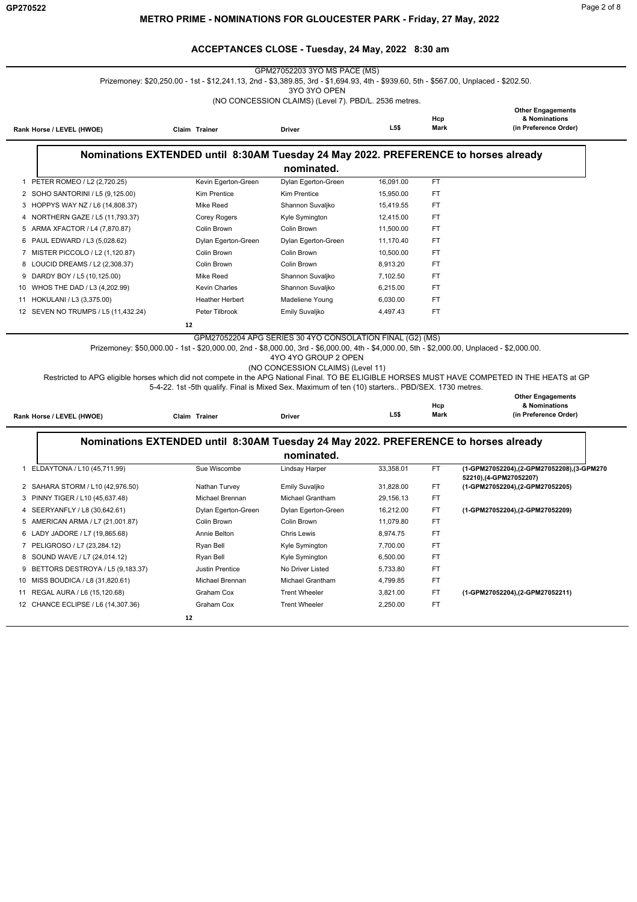## METRO PRIME - NOMINATIONS FOR GLOUCESTER PARK - Friday, 27 May, 2022

### ACCEPTANCES CLOSE - Tuesday, 24 May, 2022 8:30 am

GPM27052203 3YO MS PACE (MS)

Prizemoney: $20,250.00 - 1st - $12,241.13, 2nd - $3,389.85, 3rd - $1,694.93, 4th - $939.60, 5th - $567.00, Unplaced - $202.50.

3YO 3YO OPEN

(NO CONCESSION CLAIMS) (Level 7). PBD/L. 2536 metres.

**Nominations EXTENDED until 8:30AM Tuesday 24 May 2022. PREFERENCE to horses already nominated.**

| Rank | Horse / LEVEL (HWOE) | Claim | Trainer | Driver | L5$ | Hcp Mark | Other Engagements & Nominations (in Preference Order) |
|---|---|---|---|---|---|---|---|
| 1 | PETER ROMEO / L2 (2,720.25) | | Kevin Egerton-Green | Dylan Egerton-Green | 16,091.00 | FT | |
| 2 | SOHO SANTORINI / L5 (9,125.00) | | Kim Prentice | Kim Prentice | 15,950.00 | FT | |
| 3 | HOPPYS WAY NZ / L6 (14,808.37) | | Mike Reed | Shannon Suvaljko | 15,419.55 | FT | |
| 4 | NORTHERN GAZE / L5 (11,793.37) | | Corey Rogers | Kyle Symington | 12,415.00 | FT | |
| 5 | ARMA XFACTOR / L4 (7,870.87) | | Colin Brown | Colin Brown | 11,500.00 | FT | |
| 6 | PAUL EDWARD / L3 (5,028.62) | | Dylan Egerton-Green | Dylan Egerton-Green | 11,170.40 | FT | |
| 7 | MISTER PICCOLO / L2 (1,120.87) | | Colin Brown | Colin Brown | 10,500.00 | FT | |
| 8 | LOUCID DREAMS / L2 (2,308.37) | | Colin Brown | Colin Brown | 8,913.20 | FT | |
| 9 | DARDY BOY / L5 (10,125.00) | | Mike Reed | Shannon Suvaljko | 7,102.50 | FT | |
| 10 | WHOS THE DAD / L3 (4,202.99) | | Kevin Charles | Shannon Suvaljko | 6,215.00 | FT | |
| 11 | HOKULANI / L3 (3,375.00) | | Heather Herbert | Madeliene Young | 6,030.00 | FT | |
| 12 | SEVEN NO TRUMPS / L5 (11,432.24) | | Peter Tilbrook | Emily Suvaljko | 4,497.43 | FT | |

12

GPM27052204 APG SERIES 30 4YO CONSOLATION FINAL (G2) (MS)

Prizemoney: $50,000.00 - 1st - $20,000.00, 2nd - $8,000.00, 3rd - $6,000.00, 4th - $4,000.00, 5th - $2,000.00, Unplaced - $2,000.00.

4YO 4YO GROUP 2 OPEN

(NO CONCESSION CLAIMS) (Level 11)

Restricted to APG eligible horses which did not compete in the APG National Final. TO BE ELIGIBLE HORSES MUST HAVE COMPETED IN THE HEATS at GP 5-4-22. 1st -5th qualify. Final is Mixed Sex. Maximum of ten (10) starters.. PBD/SEX. 1730 metres.

**Nominations EXTENDED until 8:30AM Tuesday 24 May 2022. PREFERENCE to horses already nominated.**

| Rank | Horse / LEVEL (HWOE) | Claim | Trainer | Driver | L5$ | Hcp Mark | Other Engagements & Nominations (in Preference Order) |
|---|---|---|---|---|---|---|---|
| 1 | ELDAYTONA / L10 (45,711.99) | | Sue Wiscombe | Lindsay Harper | 33,358.01 | FT | (1-GPM27052204),(2-GPM27052208),(3-GPM27052210),(4-GPM27052207) |
| 2 | SAHARA STORM / L10 (42,976.50) | | Nathan Turvey | Emily Suvaljko | 31,828.00 | FT | (1-GPM27052204),(2-GPM27052205) |
| 3 | PINNY TIGER / L10 (45,637.48) | | Michael Brennan | Michael Grantham | 29,156.13 | FT | |
| 4 | SEERYANFLY / L8 (30,642.61) | | Dylan Egerton-Green | Dylan Egerton-Green | 16,212.00 | FT | (1-GPM27052204),(2-GPM27052209) |
| 5 | AMERICAN ARMA / L7 (21,001.87) | | Colin Brown | Colin Brown | 11,079.80 | FT | |
| 6 | LADY JADORE / L7 (19,865.68) | | Annie Belton | Chris Lewis | 8,974.75 | FT | |
| 7 | PELIGROSO / L7 (23,284.12) | | Ryan Bell | Kyle Symington | 7,700.00 | FT | |
| 8 | SOUND WAVE / L7 (24,014.12) | | Ryan Bell | Kyle Symington | 6,500.00 | FT | |
| 9 | BETTORS DESTROYA / L5 (9,183.37) | | Justin Prentice | No Driver Listed | 5,733.80 | FT | |
| 10 | MISS BOUDICA / L8 (31,820.61) | | Michael Brennan | Michael Grantham | 4,799.85 | FT | |
| 11 | REGAL AURA / L6 (15,120.68) | | Graham Cox | Trent Wheeler | 3,821.00 | FT | (1-GPM27052204),(2-GPM27052211) |
| 12 | CHANCE ECLIPSE / L6 (14,307.36) | | Graham Cox | Trent Wheeler | 2,250.00 | FT | |

12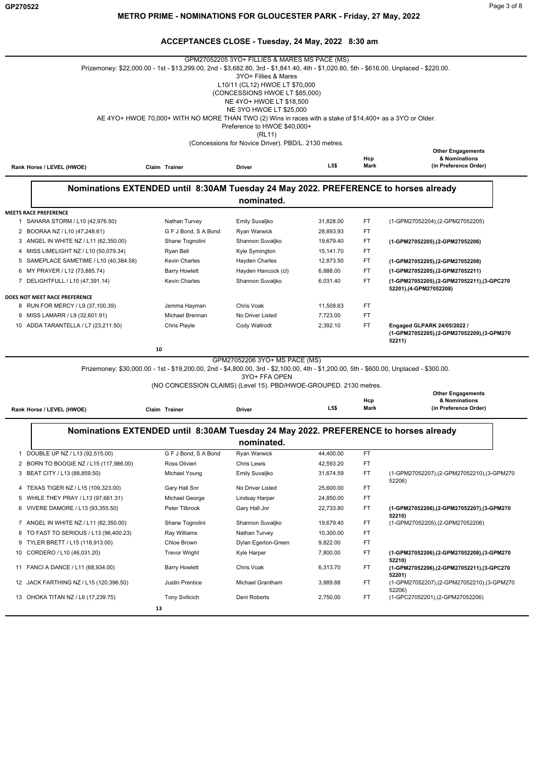# METRO PRIME - NOMINATIONS FOR GLOUCESTER PARK - Friday, 27 May, 2022

## ACCEPTANCES CLOSE - Tuesday, 24 May, 2022 8:30 am

### GPM27052205 3YO+ FILLIES & MARES MS PACE (MS)

Prizemoney: $22,000.00 - 1st - $13,299.00, 2nd - $3,682.80, 3rd - $1,841.40, 4th - $1,020.80, 5th - $616.00, Unplaced - $220.00.

3YO+ Fillies & Mares
L10/11 (CL12) HWOE LT $70,000
(CONCESSIONS HWOE LT $85,000)
NE 4YO+ HWOE LT $18,500
NE 3YO HWOE LT $25,000
AE 4YO+ HWOE 70,000+ WITH NO MORE THAN TWO (2) Wins in races with a stake of $14,400+ as a 3YO or Older.
Preference to HWOE $40,000+
(RL11)
(Concessions for Novice Driver). PBD/L. 2130 metres.

**Nominations EXTENDED until 8:30AM Tuesday 24 May 2022. PREFERENCE to horses already nominated.**

| Rank | Horse / LEVEL (HWOE) | Claim | Trainer | Driver | L5$ | Hcp Mark | Other Engagements & Nominations (in Preference Order) |
|---|---|---|---|---|---|---|---|
| **MEETS RACE PREFERENCE** | | | | | | | |
| 1 | SAHARA STORM / L10 (42,976.50) | | Nathan Turvey | Emily Suvaljko | 31,828.00 | FT | (1-GPM27052204),(2-GPM27052205) |
| 2 | BOORAA NZ / L10 (47,248.61) | | G F J Bond, S A Bond | Ryan Warwick | 28,893.93 | FT | |
| 3 | ANGEL IN WHITE NZ / L11 (62,350.00) | | Shane Tognolini | Shannon Suvaljko | 19,679.40 | FT | **(1-GPM27052205),(2-GPM27052206)** |
| 4 | MISS LIMELIGHT NZ / L10 (50,079.34) | | Ryan Bell | Kyle Symington | 15,141.70 | FT | |
| 5 | SAMEPLACE SAMETIME / L10 (40,384.58) | | Kevin Charles | Hayden Charles | 12,873.50 | FT | **(1-GPM27052205),(2-GPM27052208)** |
| 6 | MY PRAYER / L12 (73,885.74) | | Barry Howlett | Hayden Hancock (cl) | 6,888.00 | FT | **(1-GPM27052205),(2-GPM27052211)** |
| 7 | DELIGHTFULL / L10 (47,391.14) | | Kevin Charles | Shannon Suvaljko | 6,031.40 | FT | **(1-GPM27052205),(2-GPM27052211),(3-GPC27052201),(4-GPM27052208)** |
| **DOES NOT MEET RACE PREFERENCE** | | | | | | | |
| 8 | RUN FOR MERCY / L9 (37,100.39) | | Jemma Hayman | Chris Voak | 11,508.63 | FT | |
| 9 | MISS LAMARR / L9 (32,601.91) | | Michael Brennan | No Driver Listed | 7,723.00 | FT | |
| 10 | ADDA TARANTELLA / L7 (23,211.50) | | Chris Playle | Cody Wallrodt | 2,392.10 | FT | **Engaged GLPARK 24/05/2022 / (1-GPM27052205),(2-GPM27052209),(3-GPM27052211)** |

10

### GPM27052206 3YO+ MS PACE (MS)

Prizemoney: $30,000.00 - 1st - $19,200.00, 2nd - $4,800.00, 3rd - $2,100.00, 4th - $1,200.00, 5th - $600.00, Unplaced - $300.00.

3YO+ FFA OPEN
(NO CONCESSION CLAIMS) (Level 15). PBD/HWOE-GROUPED. 2130 metres.

**Nominations EXTENDED until 8:30AM Tuesday 24 May 2022. PREFERENCE to horses already nominated.**

| Rank | Horse / LEVEL (HWOE) | Claim | Trainer | Driver | L5$ | Hcp Mark | Other Engagements & Nominations (in Preference Order) |
|---|---|---|---|---|---|---|---|
| 1 | DOUBLE UP NZ / L13 (92,515.00) | | G F J Bond, S A Bond | Ryan Warwick | 44,400.00 | FT | |
| 2 | BORN TO BOOGIE NZ / L15 (117,986.00) | | Ross Olivieri | Chris Lewis | 42,593.20 | FT | |
| 3 | BEAT CITY / L13 (88,859.50) | | Michael Young | Emily Suvaljko | 31,674.59 | FT | (1-GPM27052207),(2-GPM27052210),(3-GPM27052206) |
| 4 | TEXAS TIGER NZ / L15 (109,323.00) | | Gary Hall Snr | No Driver Listed | 25,600.00 | FT | |
| 5 | WHILE THEY PRAY / L13 (97,661.31) | | Michael George | Lindsay Harper | 24,850.00 | FT | |
| 6 | VIVERE DAMORE / L13 (93,355.50) | | Peter Tilbrook | Gary Hall Jnr | 22,733.80 | FT | **(1-GPM27052206),(2-GPM27052207),(3-GPM27052210)** |
| 7 | ANGEL IN WHITE NZ / L11 (62,350.00) | | Shane Tognolini | Shannon Suvaljko | 19,679.40 | FT | (1-GPM27052205),(2-GPM27052206) |
| 8 | TO FAST TO SERIOUS / L13 (96,400.23) | | Ray Williams | Nathan Turvey | 10,300.00 | FT | |
| 9 | TYLER BRETT / L15 (118,913.00) | | Chloe Brown | Dylan Egerton-Green | 9,822.00 | FT | |
| 10 | CORDERO / L10 (46,031.20) | | Trevor Wright | Kyle Harper | 7,800.00 | FT | **(1-GPM27052206),(2-GPM27052208),(3-GPM27052210)** |
| 11 | FANCI A DANCE / L11 (68,934.00) | | Barry Howlett | Chris Voak | 6,313.70 | FT | **(1-GPM27052206),(2-GPM27052211),(3-GPC27052201)** |
| 12 | JACK FARTHING NZ / L15 (120,396.50) | | Justin Prentice | Michael Grantham | 3,889.88 | FT | (1-GPM27052207),(2-GPM27052210),(3-GPM27052206) |
| 13 | OHOKA TITAN NZ / L6 (17,239.75) | | Tony Svilicich | Deni Roberts | 2,750.00 | FT | (1-GPC27052201),(2-GPM27052206) |

13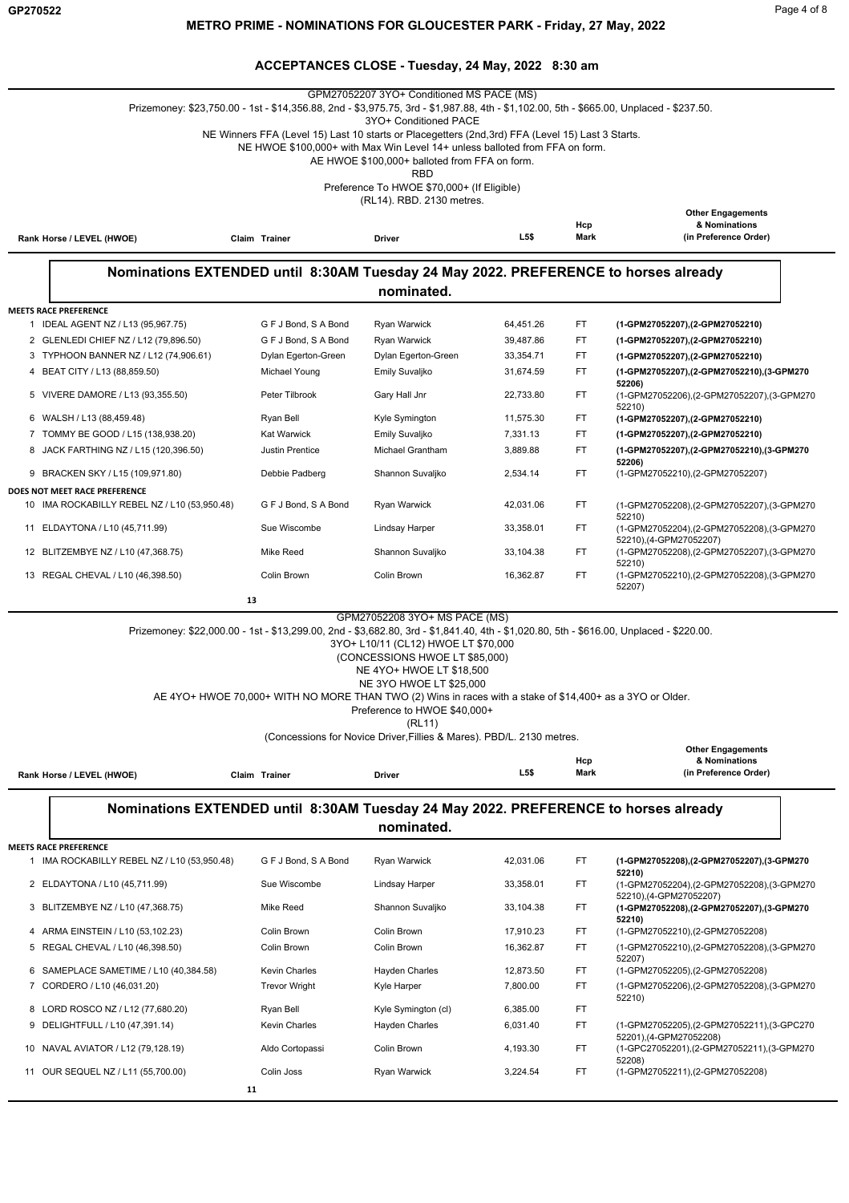# METRO PRIME - NOMINATIONS FOR GLOUCESTER PARK - Friday, 27 May, 2022

## ACCEPTANCES CLOSE - Tuesday, 24 May, 2022 8:30 am

### GPM27052207 3YO+ Conditioned MS PACE (MS)

Prizemoney: $23,750.00 - 1st - $14,356.88, 2nd - $3,975.75, 3rd - $1,987.88, 4th - $1,102.00, 5th - $665.00, Unplaced - $237.50.

3YO+ Conditioned PACE

NE Winners FFA (Level 15) Last 10 starts or Placegetters (2nd,3rd) FFA (Level 15) Last 3 Starts.

NE HWOE $100,000+ with Max Win Level 14+ unless balloted from FFA on form.

AE HWOE $100,000+ balloted from FFA on form.

RBD

Preference To HWOE $70,000+ (If Eligible)

(RL14). RBD. 2130 metres.

**Nominations EXTENDED until 8:30AM Tuesday 24 May 2022. PREFERENCE to horses already nominated.**

| Rank | Horse / LEVEL (HWOE) | Claim | Trainer | Driver | L5$ | Hcp Mark | Other Engagements & Nominations (in Preference Order) |
|---|---|---|---|---|---|---|---|
| **MEETS RACE PREFERENCE** | | | | | | | |
| 1 | IDEAL AGENT NZ / L13 (95,967.75) | | G F J Bond, S A Bond | Ryan Warwick | 64,451.26 | FT | **(1-GPM27052207),(2-GPM27052210)** |
| 2 | GLENLEDI CHIEF NZ / L12 (79,896.50) | | G F J Bond, S A Bond | Ryan Warwick | 39,487.86 | FT | **(1-GPM27052207),(2-GPM27052210)** |
| 3 | TYPHOON BANNER NZ / L12 (74,906.61) | | Dylan Egerton-Green | Dylan Egerton-Green | 33,354.71 | FT | **(1-GPM27052207),(2-GPM27052210)** |
| 4 | BEAT CITY / L13 (88,859.50) | | Michael Young | Emily Suvaljko | 31,674.59 | FT | **(1-GPM27052207),(2-GPM27052210),(3-GPM27052206)** |
| 5 | VIVERE DAMORE / L13 (93,355.50) | | Peter Tilbrook | Gary Hall Jnr | 22,733.80 | FT | (1-GPM27052206),(2-GPM27052207),(3-GPM27052210) |
| 6 | WALSH / L13 (88,459.48) | | Ryan Bell | Kyle Symington | 11,575.30 | FT | **(1-GPM27052207),(2-GPM27052210)** |
| 7 | TOMMY BE GOOD / L15 (138,938.20) | | Kat Warwick | Emily Suvaljko | 7,331.13 | FT | **(1-GPM27052207),(2-GPM27052210)** |
| 8 | JACK FARTHING NZ / L15 (120,396.50) | | Justin Prentice | Michael Grantham | 3,889.88 | FT | **(1-GPM27052207),(2-GPM27052210),(3-GPM27052206)** |
| 9 | BRACKEN SKY / L15 (109,971.80) | | Debbie Padberg | Shannon Suvaljko | 2,534.14 | FT | (1-GPM27052210),(2-GPM27052207) |
| **DOES NOT MEET RACE PREFERENCE** | | | | | | | |
| 10 | IMA ROCKABILLY REBEL NZ / L10 (53,950.48) | | G F J Bond, S A Bond | Ryan Warwick | 42,031.06 | FT | (1-GPM27052208),(2-GPM27052207),(3-GPM27052210) |
| 11 | ELDAYTONA / L10 (45,711.99) | | Sue Wiscombe | Lindsay Harper | 33,358.01 | FT | (1-GPM27052204),(2-GPM27052208),(3-GPM27052210),(4-GPM27052207) |
| 12 | BLITZEMBYE NZ / L10 (47,368.75) | | Mike Reed | Shannon Suvaljko | 33,104.38 | FT | (1-GPM27052208),(2-GPM27052207),(3-GPM27052210) |
| 13 | REGAL CHEVAL / L10 (46,398.50) | | Colin Brown | Colin Brown | 16,362.87 | FT | (1-GPM27052210),(2-GPM27052208),(3-GPM27052207) |

13

### GPM27052208 3YO+ MS PACE (MS)

Prizemoney: $22,000.00 - 1st - $13,299.00, 2nd - $3,682.80, 3rd - $1,841.40, 4th - $1,020.80, 5th - $616.00, Unplaced - $220.00.

3YO+ L10/11 (CL12) HWOE LT $70,000

(CONCESSIONS HWOE LT $85,000)

NE 4YO+ HWOE LT $18,500

NE 3YO HWOE LT $25,000

AE 4YO+ HWOE 70,000+ WITH NO MORE THAN TWO (2) Wins in races with a stake of $14,400+ as a 3YO or Older.

Preference to HWOE $40,000+

(RL11)

(Concessions for Novice Driver,Fillies & Mares). PBD/L. 2130 metres.

**Nominations EXTENDED until 8:30AM Tuesday 24 May 2022. PREFERENCE to horses already nominated.**

| Rank | Horse / LEVEL (HWOE) | Claim | Trainer | Driver | L5$ | Hcp Mark | Other Engagements & Nominations (in Preference Order) |
|---|---|---|---|---|---|---|---|
| **MEETS RACE PREFERENCE** | | | | | | | |
| 1 | IMA ROCKABILLY REBEL NZ / L10 (53,950.48) | | G F J Bond, S A Bond | Ryan Warwick | 42,031.06 | FT | **(1-GPM27052208),(2-GPM27052207),(3-GPM27052210)** |
| 2 | ELDAYTONA / L10 (45,711.99) | | Sue Wiscombe | Lindsay Harper | 33,358.01 | FT | (1-GPM27052204),(2-GPM27052208),(3-GPM27052210),(4-GPM27052207) |
| 3 | BLITZEMBYE NZ / L10 (47,368.75) | | Mike Reed | Shannon Suvaljko | 33,104.38 | FT | **(1-GPM27052208),(2-GPM27052207),(3-GPM27052210)** |
| 4 | ARMA EINSTEIN / L10 (53,102.23) | | Colin Brown | Colin Brown | 17,910.23 | FT | (1-GPM27052210),(2-GPM27052208) |
| 5 | REGAL CHEVAL / L10 (46,398.50) | | Colin Brown | Colin Brown | 16,362.87 | FT | (1-GPM27052210),(2-GPM27052208),(3-GPM27052207) |
| 6 | SAMEPLACE SAMETIME / L10 (40,384.58) | | Kevin Charles | Hayden Charles | 12,873.50 | FT | (1-GPM27052205),(2-GPM27052208) |
| 7 | CORDERO / L10 (46,031.20) | | Trevor Wright | Kyle Harper | 7,800.00 | FT | (1-GPM27052206),(2-GPM27052208),(3-GPM27052210) |
| 8 | LORD ROSCO NZ / L12 (77,680.20) | | Ryan Bell | Kyle Symington (cl) | 6,385.00 | FT | |
| 9 | DELIGHTFULL / L10 (47,391.14) | | Kevin Charles | Hayden Charles | 6,031.40 | FT | (1-GPM27052205),(2-GPM27052211),(3-GPC27052201),(4-GPM27052208) |
| 10 | NAVAL AVIATOR / L12 (79,128.19) | | Aldo Cortopassi | Colin Brown | 4,193.30 | FT | (1-GPC27052201),(2-GPM27052211),(3-GPM27052208) |
| 11 | OUR SEQUEL NZ / L11 (55,700.00) | | Colin Joss | Ryan Warwick | 3,224.54 | FT | (1-GPM27052211),(2-GPM27052208) |

11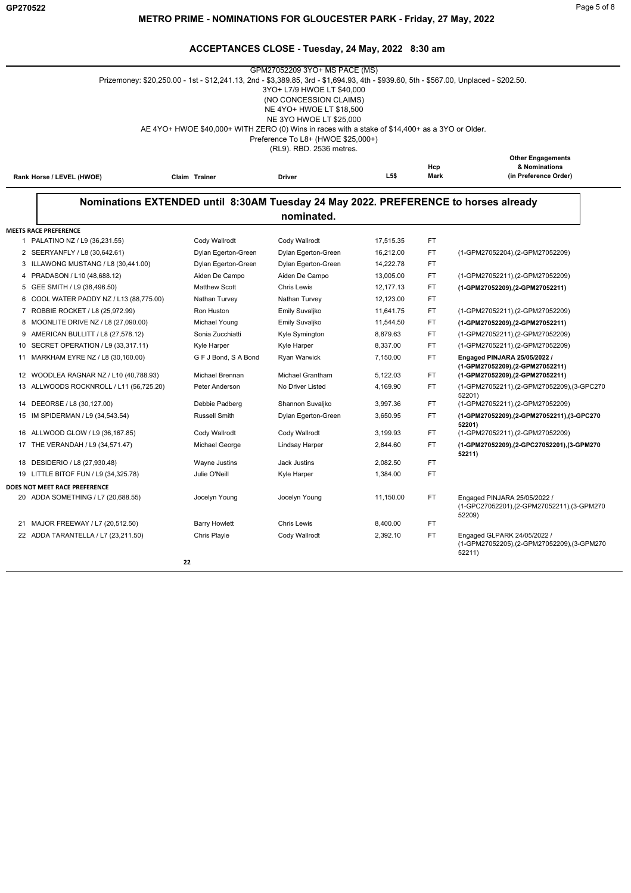# METRO PRIME - NOMINATIONS FOR GLOUCESTER PARK - Friday, 27 May, 2022

## ACCEPTANCES CLOSE - Tuesday, 24 May, 2022 8:30 am

GPM27052209 3YO+ MS PACE (MS)
Prizemoney: $20,250.00 - 1st - $12,241.13, 2nd - $3,389.85, 3rd - $1,694.93, 4th - $939.60, 5th - $567.00, Unplaced - $202.50.
3YO+ L7/9 HWOE LT $40,000
(NO CONCESSION CLAIMS)
NE 4YO+ HWOE LT $18,500
NE 3YO HWOE LT $25,000
AE 4YO+ HWOE $40,000+ WITH ZERO (0) Wins in races with a stake of $14,400+ as a 3YO or Older.
Preference To L8+ (HWOE $25,000+)
(RL9). RBD. 2536 metres.

**Nominations EXTENDED until 8:30AM Tuesday 24 May 2022. PREFERENCE to horses already nominated.**

| Rank | Horse / LEVEL (HWOE) | Claim | Trainer | Driver | L5$ | Hcp Mark | Other Engagements & Nominations (in Preference Order) |
|---|---|---|---|---|---|---|---|
| **MEETS RACE PREFERENCE** | | | | | | | |
| 1 | PALATINO NZ / L9 (36,231.55) | | Cody Wallrodt | Cody Wallrodt | 17,515.35 | FT | |
| 2 | SEERYANFLY / L8 (30,642.61) | | Dylan Egerton-Green | Dylan Egerton-Green | 16,212.00 | FT | (1-GPM27052204),(2-GPM27052209) |
| 3 | ILLAWONG MUSTANG / L8 (30,441.00) | | Dylan Egerton-Green | Dylan Egerton-Green | 14,222.78 | FT | |
| 4 | PRADASON / L10 (48,688.12) | | Aiden De Campo | Aiden De Campo | 13,005.00 | FT | (1-GPM27052211),(2-GPM27052209) |
| 5 | GEE SMITH / L9 (38,496.50) | | Matthew Scott | Chris Lewis | 12,177.13 | FT | **(1-GPM27052209),(2-GPM27052211)** |
| 6 | COOL WATER PADDY NZ / L13 (88,775.00) | | Nathan Turvey | Nathan Turvey | 12,123.00 | FT | |
| 7 | ROBBIE ROCKET / L8 (25,972.99) | | Ron Huston | Emily Suvaljko | 11,641.75 | FT | (1-GPM27052211),(2-GPM27052209) |
| 8 | MOONLITE DRIVE NZ / L8 (27,090.00) | | Michael Young | Emily Suvaljko | 11,544.50 | FT | **(1-GPM27052209),(2-GPM27052211)** |
| 9 | AMERICAN BULLITT / L8 (27,578.12) | | Sonia Zucchiatti | Kyle Symington | 8,879.63 | FT | (1-GPM27052211),(2-GPM27052209) |
| 10 | SECRET OPERATION / L9 (33,317.11) | | Kyle Harper | Kyle Harper | 8,337.00 | FT | (1-GPM27052211),(2-GPM27052209) |
| 11 | MARKHAM EYRE NZ / L8 (30,160.00) | | G F J Bond, S A Bond | Ryan Warwick | 7,150.00 | FT | **Engaged PINJARA 25/05/2022 / (1-GPM27052209),(2-GPM27052211)** |
| 12 | WOODLEA RAGNAR NZ / L10 (40,788.93) | | Michael Brennan | Michael Grantham | 5,122.03 | FT | **(1-GPM27052209),(2-GPM27052211)** |
| 13 | ALLWOODS ROCKNROLL / L11 (56,725.20) | | Peter Anderson | No Driver Listed | 4,169.90 | FT | (1-GPM27052211),(2-GPM27052209),(3-GPC27052201) |
| 14 | DEEORSE / L8 (30,127.00) | | Debbie Padberg | Shannon Suvaljko | 3,997.36 | FT | (1-GPM27052211),(2-GPM27052209) |
| 15 | IM SPIDERMAN / L9 (34,543.54) | | Russell Smith | Dylan Egerton-Green | 3,650.95 | FT | **(1-GPM27052209),(2-GPM27052211),(3-GPC27052201)** |
| 16 | ALLWOOD GLOW / L9 (36,167.85) | | Cody Wallrodt | Cody Wallrodt | 3,199.93 | FT | (1-GPM27052211),(2-GPM27052209) |
| 17 | THE VERANDAH / L9 (34,571.47) | | Michael George | Lindsay Harper | 2,844.60 | FT | **(1-GPM27052209),(2-GPC27052201),(3-GPM27052211)** |
| 18 | DESIDERIO / L8 (27,930.48) | | Wayne Justins | Jack Justins | 2,082.50 | FT | |
| 19 | LITTLE BITOF FUN / L9 (34,325.78) | | Julie O'Neill | Kyle Harper | 1,384.00 | FT | |
| **DOES NOT MEET RACE PREFERENCE** | | | | | | | |
| 20 | ADDA SOMETHING / L7 (20,688.55) | | Jocelyn Young | Jocelyn Young | 11,150.00 | FT | Engaged PINJARA 25/05/2022 / (1-GPC27052201),(2-GPM27052211),(3-GPM27052209) |
| 21 | MAJOR FREEWAY / L7 (20,512.50) | | Barry Howlett | Chris Lewis | 8,400.00 | FT | |
| 22 | ADDA TARANTELLA / L7 (23,211.50) | | Chris Playle | Cody Wallrodt | 2,392.10 | FT | Engaged GLPARK 24/05/2022 / (1-GPM27052205),(2-GPM27052209),(3-GPM27052211) |

22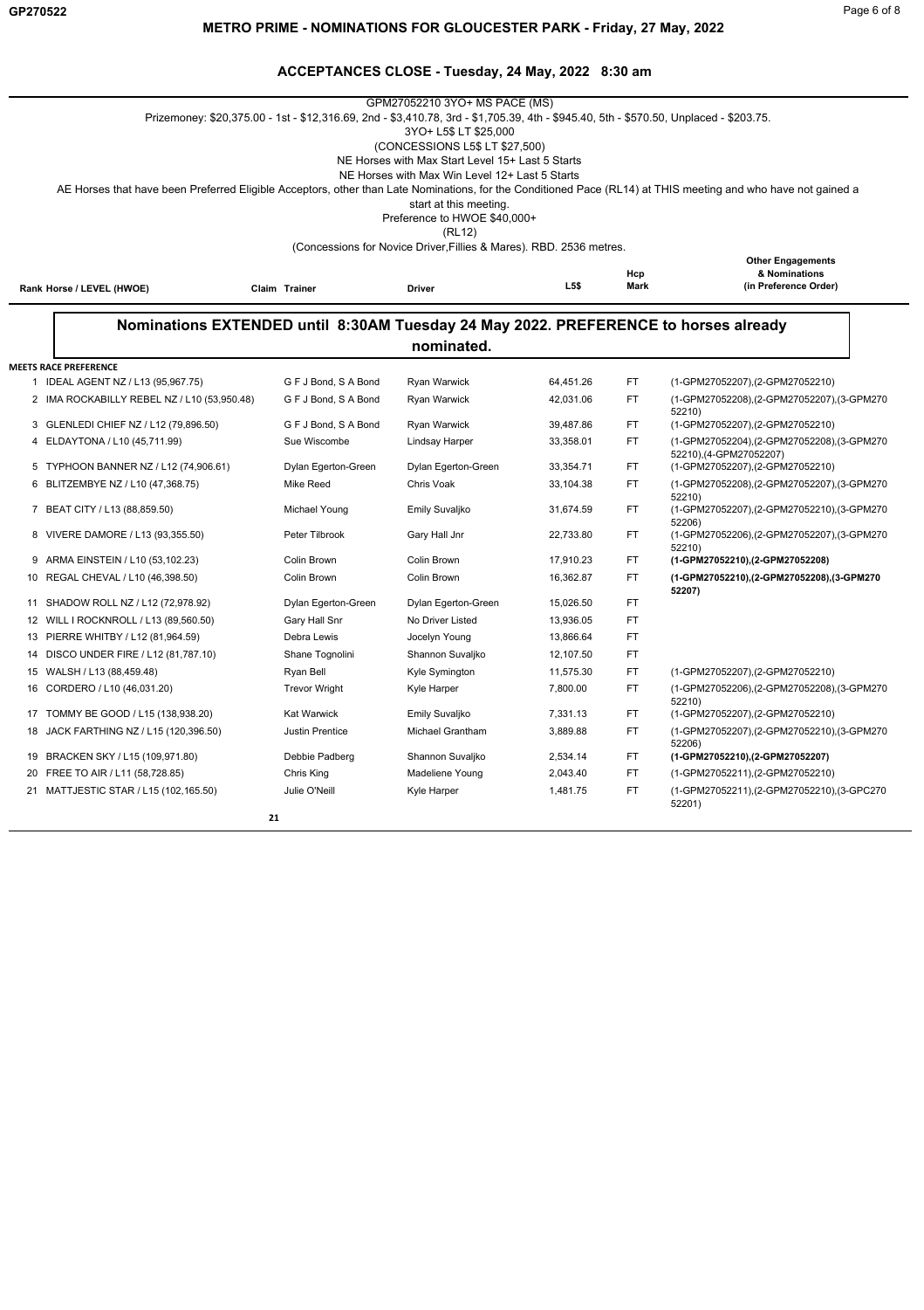# METRO PRIME - NOMINATIONS FOR GLOUCESTER PARK - Friday, 27 May, 2022

## ACCEPTANCES CLOSE - Tuesday, 24 May, 2022 8:30 am

GPM27052210 3YO+ MS PACE (MS)

Prizemoney: $20,375.00 - 1st - $12,316.69, 2nd - $3,410.78, 3rd - $1,705.39, 4th - $945.40, 5th - $570.50, Unplaced - $203.75.

3YO+ L5$ LT $25,000
(CONCESSIONS L5$ LT $27,500)
NE Horses with Max Start Level 15+ Last 5 Starts
NE Horses with Max Win Level 12+ Last 5 Starts
AE Horses that have been Preferred Eligible Acceptors, other than Late Nominations, for the Conditioned Pace (RL14) at THIS meeting and who have not gained a start at this meeting.
Preference to HWOE $40,000+
(RL12)
(Concessions for Novice Driver,Fillies & Mares). RBD. 2536 metres.

**Nominations EXTENDED until 8:30AM Tuesday 24 May 2022. PREFERENCE to horses already nominated.**

| Rank | Horse / LEVEL (HWOE) | Claim | Trainer | Driver | L5$ | Hcp Mark | Other Engagements & Nominations (in Preference Order) |
|---|---|---|---|---|---|---|---|
| **MEETS RACE PREFERENCE** | | | | | | | |
| 1 | IDEAL AGENT NZ / L13 (95,967.75) | | G F J Bond, S A Bond | Ryan Warwick | 64,451.26 | FT | (1-GPM27052207),(2-GPM27052210) |
| 2 | IMA ROCKABILLY REBEL NZ / L10 (53,950.48) | | G F J Bond, S A Bond | Ryan Warwick | 42,031.06 | FT | (1-GPM27052208),(2-GPM27052207),(3-GPM27052210) |
| 3 | GLENLEDI CHIEF NZ / L12 (79,896.50) | | G F J Bond, S A Bond | Ryan Warwick | 39,487.86 | FT | (1-GPM27052207),(2-GPM27052210) |
| 4 | ELDAYTONA / L10 (45,711.99) | | Sue Wiscombe | Lindsay Harper | 33,358.01 | FT | (1-GPM27052204),(2-GPM27052208),(3-GPM27052210),(4-GPM27052207) |
| 5 | TYPHOON BANNER NZ / L12 (74,906.61) | | Dylan Egerton-Green | Dylan Egerton-Green | 33,354.71 | FT | (1-GPM27052207),(2-GPM27052210) |
| 6 | BLITZEMBYE NZ / L10 (47,368.75) | | Mike Reed | Chris Voak | 33,104.38 | FT | (1-GPM27052208),(2-GPM27052207),(3-GPM27052210) |
| 7 | BEAT CITY / L13 (88,859.50) | | Michael Young | Emily Suvaljko | 31,674.59 | FT | (1-GPM27052207),(2-GPM27052210),(3-GPM27052206) |
| 8 | VIVERE DAMORE / L13 (93,355.50) | | Peter Tilbrook | Gary Hall Jnr | 22,733.80 | FT | (1-GPM27052206),(2-GPM27052207),(3-GPM27052210) |
| 9 | ARMA EINSTEIN / L10 (53,102.23) | | Colin Brown | Colin Brown | 17,910.23 | FT | **(1-GPM27052210),(2-GPM27052208)** |
| 10 | REGAL CHEVAL / L10 (46,398.50) | | Colin Brown | Colin Brown | 16,362.87 | FT | **(1-GPM27052210),(2-GPM27052208),(3-GPM27052207)** |
| 11 | SHADOW ROLL NZ / L12 (72,978.92) | | Dylan Egerton-Green | Dylan Egerton-Green | 15,026.50 | FT | |
| 12 | WILL I ROCKNROLL / L13 (89,560.50) | | Gary Hall Snr | No Driver Listed | 13,936.05 | FT | |
| 13 | PIERRE WHITBY / L12 (81,964.59) | | Debra Lewis | Jocelyn Young | 13,866.64 | FT | |
| 14 | DISCO UNDER FIRE / L12 (81,787.10) | | Shane Tognolini | Shannon Suvaljko | 12,107.50 | FT | |
| 15 | WALSH / L13 (88,459.48) | | Ryan Bell | Kyle Symington | 11,575.30 | FT | (1-GPM27052207),(2-GPM27052210) |
| 16 | CORDERO / L10 (46,031.20) | | Trevor Wright | Kyle Harper | 7,800.00 | FT | (1-GPM27052206),(2-GPM27052208),(3-GPM27052210) |
| 17 | TOMMY BE GOOD / L15 (138,938.20) | | Kat Warwick | Emily Suvaljko | 7,331.13 | FT | (1-GPM27052207),(2-GPM27052210) |
| 18 | JACK FARTHING NZ / L15 (120,396.50) | | Justin Prentice | Michael Grantham | 3,889.88 | FT | (1-GPM27052207),(2-GPM27052210),(3-GPM27052206) |
| 19 | BRACKEN SKY / L15 (109,971.80) | | Debbie Padberg | Shannon Suvaljko | 2,534.14 | FT | **(1-GPM27052210),(2-GPM27052207)** |
| 20 | FREE TO AIR / L11 (58,728.85) | | Chris King | Madeliene Young | 2,043.40 | FT | (1-GPM27052211),(2-GPM27052210) |
| 21 | MATTJESTIC STAR / L15 (102,165.50) | | Julie O'Neill | Kyle Harper | 1,481.75 | FT | (1-GPM27052211),(2-GPM27052210),(3-GPC27052201) |

21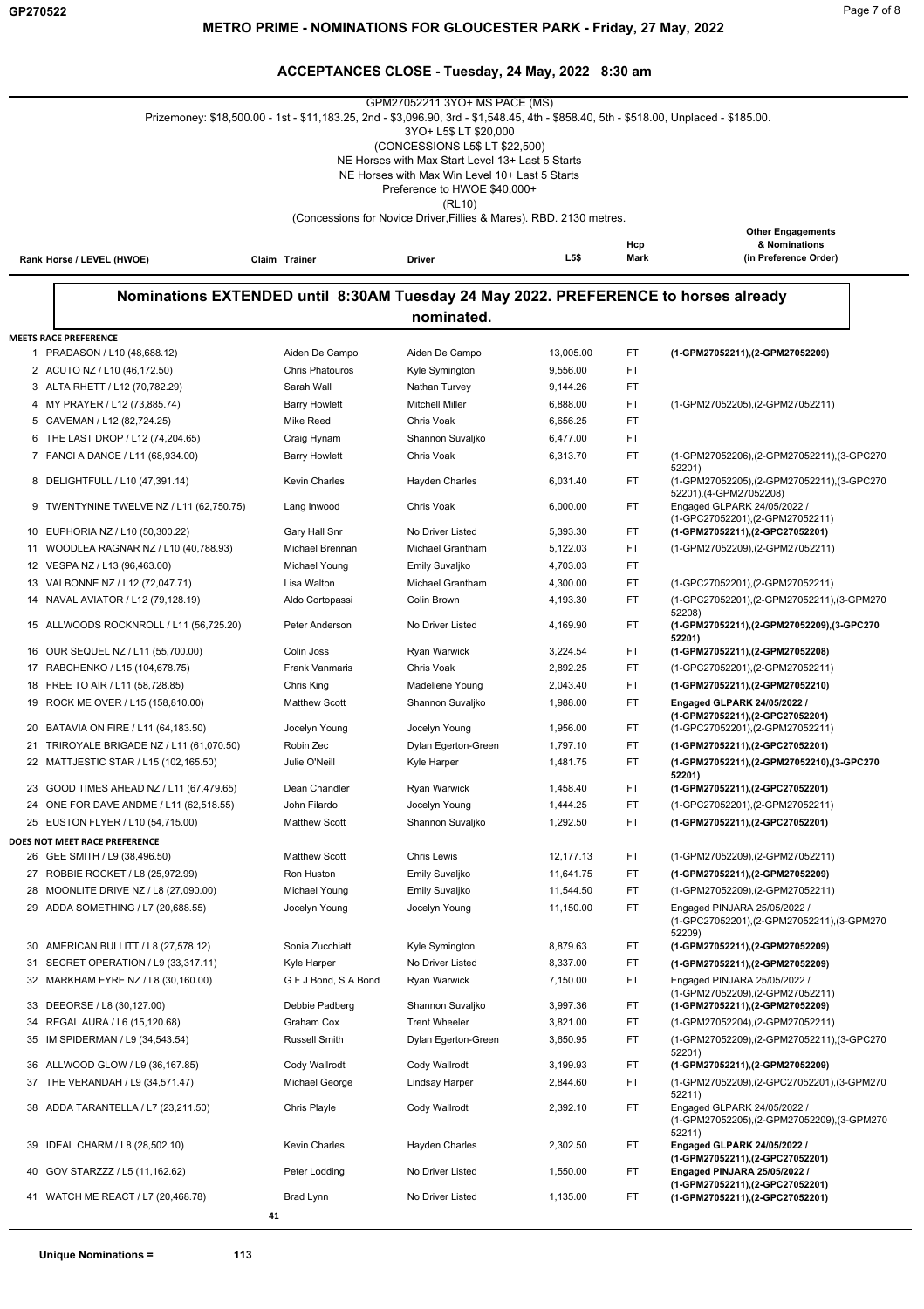# METRO PRIME - NOMINATIONS FOR GLOUCESTER PARK - Friday, 27 May, 2022

## ACCEPTANCES CLOSE - Tuesday, 24 May, 2022 8:30 am

GPM27052211 3YO+ MS PACE (MS)

Prizemoney: $18,500.00 - 1st - $11,183.25, 2nd - $3,096.90, 3rd - $1,548.45, 4th - $858.40, 5th - $518.00, Unplaced - $185.00.

3YO+ L5$ LT $20,000
(CONCESSIONS L5$ LT $22,500)
NE Horses with Max Start Level 13+ Last 5 Starts
NE Horses with Max Win Level 10+ Last 5 Starts
Preference to HWOE $40,000+
(RL10)
(Concessions for Novice Driver,Fillies & Mares). RBD. 2130 metres.

**Nominations EXTENDED until 8:30AM Tuesday 24 May 2022. PREFERENCE to horses already nominated.**

| Rank | Horse / LEVEL (HWOE) | Claim | Trainer | Driver | L5$ | Hcp Mark | Other Engagements & Nominations (in Preference Order) |
|---|---|---|---|---|---|---|---|
| **MEETS RACE PREFERENCE** | | | | | | | |
| 1 | PRADASON / L10 (48,688.12) | | Aiden De Campo | Aiden De Campo | 13,005.00 | FT | **(1-GPM27052211),(2-GPM27052209)** |
| 2 | ACUTO NZ / L10 (46,172.50) | | Chris Phatouros | Kyle Symington | 9,556.00 | FT | |
| 3 | ALTA RHETT / L12 (70,782.29) | | Sarah Wall | Nathan Turvey | 9,144.26 | FT | |
| 4 | MY PRAYER / L12 (73,885.74) | | Barry Howlett | Mitchell Miller | 6,888.00 | FT | (1-GPM27052205),(2-GPM27052211) |
| 5 | CAVEMAN / L12 (82,724.25) | | Mike Reed | Chris Voak | 6,656.25 | FT | |
| 6 | THE LAST DROP / L12 (74,204.65) | | Craig Hynam | Shannon Suvaljko | 6,477.00 | FT | |
| 7 | FANCI A DANCE / L11 (68,934.00) | | Barry Howlett | Chris Voak | 6,313.70 | FT | (1-GPM27052206),(2-GPM27052211),(3-GPC27052201) |
| 8 | DELIGHTFULL / L10 (47,391.14) | | Kevin Charles | Hayden Charles | 6,031.40 | FT | (1-GPM27052205),(2-GPM27052211),(3-GPC27052201),(4-GPM27052208) |
| 9 | TWENTYNINE TWELVE NZ / L11 (62,750.75) | | Lang Inwood | Chris Voak | 6,000.00 | FT | Engaged GLPARK 24/05/2022 / (1-GPC27052201),(2-GPM27052211) |
| 10 | EUPHORIA NZ / L10 (50,300.22) | | Gary Hall Snr | No Driver Listed | 5,393.30 | FT | **(1-GPM27052211),(2-GPC27052201)** |
| 11 | WOODLEA RAGNAR NZ / L10 (40,788.93) | | Michael Brennan | Michael Grantham | 5,122.03 | FT | (1-GPM27052209),(2-GPM27052211) |
| 12 | VESPA NZ / L13 (96,463.00) | | Michael Young | Emily Suvaljko | 4,703.03 | FT | |
| 13 | VALBONNE NZ / L12 (72,047.71) | | Lisa Walton | Michael Grantham | 4,300.00 | FT | (1-GPC27052201),(2-GPM27052211) |
| 14 | NAVAL AVIATOR / L12 (79,128.19) | | Aldo Cortopassi | Colin Brown | 4,193.30 | FT | (1-GPC27052201),(2-GPM27052211),(3-GPM27052208) |
| 15 | ALLWOODS ROCKNROLL / L11 (56,725.20) | | Peter Anderson | No Driver Listed | 4,169.90 | FT | **(1-GPM27052211),(2-GPM27052209),(3-GPC27052201)** |
| 16 | OUR SEQUEL NZ / L11 (55,700.00) | | Colin Joss | Ryan Warwick | 3,224.54 | FT | **(1-GPM27052211),(2-GPM27052208)** |
| 17 | RABCHENKO / L15 (104,678.75) | | Frank Vanmaris | Chris Voak | 2,892.25 | FT | (1-GPC27052201),(2-GPM27052211) |
| 18 | FREE TO AIR / L11 (58,728.85) | | Chris King | Madeliene Young | 2,043.40 | FT | **(1-GPM27052211),(2-GPM27052210)** |
| 19 | ROCK ME OVER / L15 (158,810.00) | | Matthew Scott | Shannon Suvaljko | 1,988.00 | FT | **Engaged GLPARK 24/05/2022 / (1-GPM27052211),(2-GPC27052201)** |
| 20 | BATAVIA ON FIRE / L11 (64,183.50) | | Jocelyn Young | Jocelyn Young | 1,956.00 | FT | (1-GPC27052201),(2-GPM27052211) |
| 21 | TRIROYALE BRIGADE NZ / L11 (61,070.50) | | Robin Zec | Dylan Egerton-Green | 1,797.10 | FT | **(1-GPM27052211),(2-GPC27052201)** |
| 22 | MATTJESTIC STAR / L15 (102,165.50) | | Julie O'Neill | Kyle Harper | 1,481.75 | FT | **(1-GPM27052211),(2-GPM27052210),(3-GPC27052201)** |
| 23 | GOOD TIMES AHEAD NZ / L11 (67,479.65) | | Dean Chandler | Ryan Warwick | 1,458.40 | FT | **(1-GPM27052211),(2-GPC27052201)** |
| 24 | ONE FOR DAVE ANDME / L11 (62,518.55) | | John Filardo | Jocelyn Young | 1,444.25 | FT | (1-GPC27052201),(2-GPM27052211) |
| 25 | EUSTON FLYER / L10 (54,715.00) | | Matthew Scott | Shannon Suvaljko | 1,292.50 | FT | **(1-GPM27052211),(2-GPC27052201)** |
| **DOES NOT MEET RACE PREFERENCE** | | | | | | | |
| 26 | GEE SMITH / L9 (38,496.50) | | Matthew Scott | Chris Lewis | 12,177.13 | FT | (1-GPM27052209),(2-GPM27052211) |
| 27 | ROBBIE ROCKET / L8 (25,972.99) | | Ron Huston | Emily Suvaljko | 11,641.75 | FT | **(1-GPM27052211),(2-GPM27052209)** |
| 28 | MOONLITE DRIVE NZ / L8 (27,090.00) | | Michael Young | Emily Suvaljko | 11,544.50 | FT | (1-GPM27052209),(2-GPM27052211) |
| 29 | ADDA SOMETHING / L7 (20,688.55) | | Jocelyn Young | Jocelyn Young | 11,150.00 | FT | Engaged PINJARA 25/05/2022 / (1-GPC27052201),(2-GPM27052211),(3-GPM27052209) |
| 30 | AMERICAN BULLITT / L8 (27,578.12) | | Sonia Zucchiatti | Kyle Symington | 8,879.63 | FT | **(1-GPM27052211),(2-GPM27052209)** |
| 31 | SECRET OPERATION / L9 (33,317.11) | | Kyle Harper | No Driver Listed | 8,337.00 | FT | **(1-GPM27052211),(2-GPM27052209)** |
| 32 | MARKHAM EYRE NZ / L8 (30,160.00) | | G F J Bond, S A Bond | Ryan Warwick | 7,150.00 | FT | Engaged PINJARA 25/05/2022 / (1-GPM27052209),(2-GPM27052211) |
| 33 | DEEORSE / L8 (30,127.00) | | Debbie Padberg | Shannon Suvaljko | 3,997.36 | FT | **(1-GPM27052211),(2-GPM27052209)** |
| 34 | REGAL AURA / L6 (15,120.68) | | Graham Cox | Trent Wheeler | 3,821.00 | FT | (1-GPM27052204),(2-GPM27052211) |
| 35 | IM SPIDERMAN / L9 (34,543.54) | | Russell Smith | Dylan Egerton-Green | 3,650.95 | FT | (1-GPM27052209),(2-GPM27052211),(3-GPC27052201) |
| 36 | ALLWOOD GLOW / L9 (36,167.85) | | Cody Wallrodt | Cody Wallrodt | 3,199.93 | FT | **(1-GPM27052211),(2-GPM27052209)** |
| 37 | THE VERANDAH / L9 (34,571.47) | | Michael George | Lindsay Harper | 2,844.60 | FT | (1-GPM27052209),(2-GPC27052201),(3-GPM27052211) |
| 38 | ADDA TARANTELLA / L7 (23,211.50) | | Chris Playle | Cody Wallrodt | 2,392.10 | FT | Engaged GLPARK 24/05/2022 / (1-GPM27052205),(2-GPM27052209),(3-GPM27052211) |
| 39 | IDEAL CHARM / L8 (28,502.10) | | Kevin Charles | Hayden Charles | 2,302.50 | FT | **Engaged GLPARK 24/05/2022 / (1-GPM27052211),(2-GPC27052201)** |
| 40 | GOV STARZZZ / L5 (11,162.62) | | Peter Lodding | No Driver Listed | 1,550.00 | FT | **Engaged PINJARA 25/05/2022 / (1-GPM27052211),(2-GPC27052201)** |
| 41 | WATCH ME REACT / L7 (20,468.78) | | Brad Lynn | No Driver Listed | 1,135.00 | FT | **(1-GPM27052211),(2-GPC27052201)** |

41

**Unique Nominations =** 113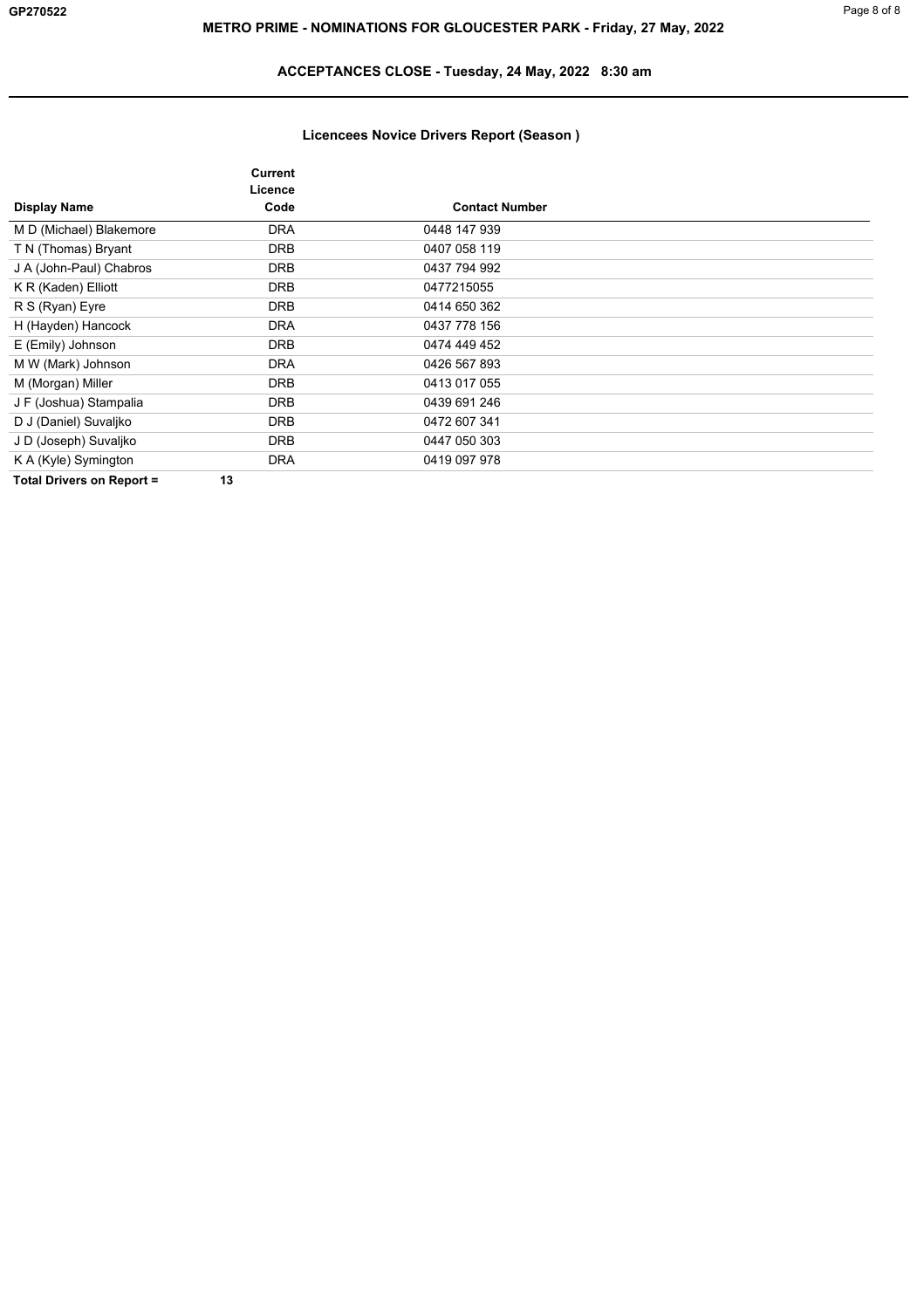# METRO PRIME - NOMINATIONS FOR GLOUCESTER PARK - Friday, 27 May, 2022

## ACCEPTANCES CLOSE - Tuesday, 24 May, 2022 8:30 am

### Licencees Novice Drivers Report (Season )

| Display Name | Current Licence Code | Contact Number |
|---|---|---|
| M D (Michael) Blakemore | DRA | 0448 147 939 |
| T N (Thomas) Bryant | DRB | 0407 058 119 |
| J A (John-Paul) Chabros | DRB | 0437 794 992 |
| K R (Kaden) Elliott | DRB | 0477215055 |
| R S (Ryan) Eyre | DRB | 0414 650 362 |
| H (Hayden) Hancock | DRA | 0437 778 156 |
| E (Emily) Johnson | DRB | 0474 449 452 |
| M W (Mark) Johnson | DRA | 0426 567 893 |
| M (Morgan) Miller | DRB | 0413 017 055 |
| J F (Joshua) Stampalia | DRB | 0439 691 246 |
| D J (Daniel) Suvaljko | DRB | 0472 607 341 |
| J D (Joseph) Suvaljko | DRB | 0447 050 303 |
| K A (Kyle) Symington | DRA | 0419 097 978 |

**Total Drivers on Report = 13**